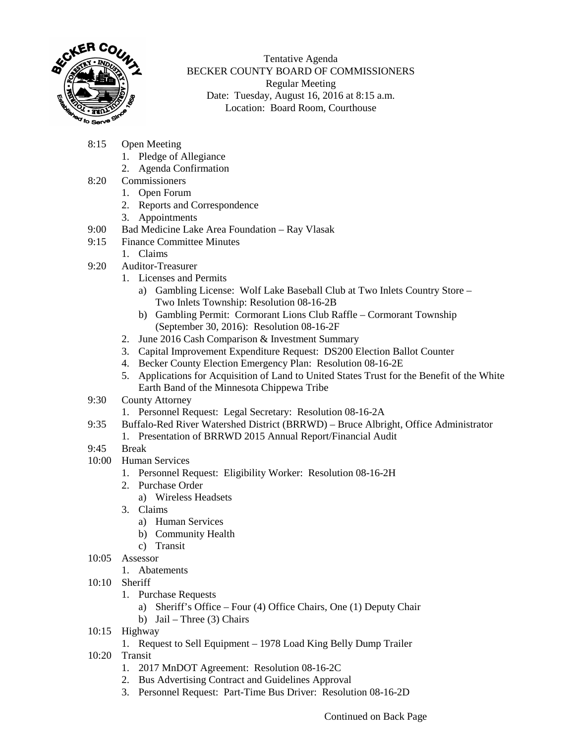# Tentative Agenda
## BECKER COUNTY BOARD OF COMMISSIONERS
### Regular Meeting

Date: Tuesday, August 16, 2016 at 8:15 a.m.
Location: Board Room, Courthouse

- 8:15 Open Meeting
  1. Pledge of Allegiance
  2. Agenda Confirmation
- 8:20 Commissioners
  1. Open Forum
  2. Reports and Correspondence
  3. Appointments
- 9:00 Bad Medicine Lake Area Foundation – Ray Vlasak
- 9:15 Finance Committee Minutes
  1. Claims
- 9:20 Auditor-Treasurer
  1. Licenses and Permits
     a) Gambling License: Wolf Lake Baseball Club at Two Inlets Country Store – Two Inlets Township: Resolution 08-16-2B
     b) Gambling Permit: Cormorant Lions Club Raffle – Cormorant Township (September 30, 2016): Resolution 08-16-2F
  2. June 2016 Cash Comparison & Investment Summary
  3. Capital Improvement Expenditure Request: DS200 Election Ballot Counter
  4. Becker County Election Emergency Plan: Resolution 08-16-2E
  5. Applications for Acquisition of Land to United States Trust for the Benefit of the White Earth Band of the Minnesota Chippewa Tribe
- 9:30 County Attorney
  1. Personnel Request: Legal Secretary: Resolution 08-16-2A
- 9:35 Buffalo-Red River Watershed District (BRRWD) – Bruce Albright, Office Administrator
  1. Presentation of BRRWD 2015 Annual Report/Financial Audit
- 9:45 Break
- 10:00 Human Services
  1. Personnel Request: Eligibility Worker: Resolution 08-16-2H
  2. Purchase Order
     a) Wireless Headsets
  3. Claims
     a) Human Services
     b) Community Health
     c) Transit
- 10:05 Assessor
  1. Abatements
- 10:10 Sheriff
  1. Purchase Requests
     a) Sheriff's Office – Four (4) Office Chairs, One (1) Deputy Chair
     b) Jail – Three (3) Chairs
- 10:15 Highway
  1. Request to Sell Equipment – 1978 Load King Belly Dump Trailer
- 10:20 Transit
  1. 2017 MnDOT Agreement: Resolution 08-16-2C
  2. Bus Advertising Contract and Guidelines Approval
  3. Personnel Request: Part-Time Bus Driver: Resolution 08-16-2D

Continued on Back Page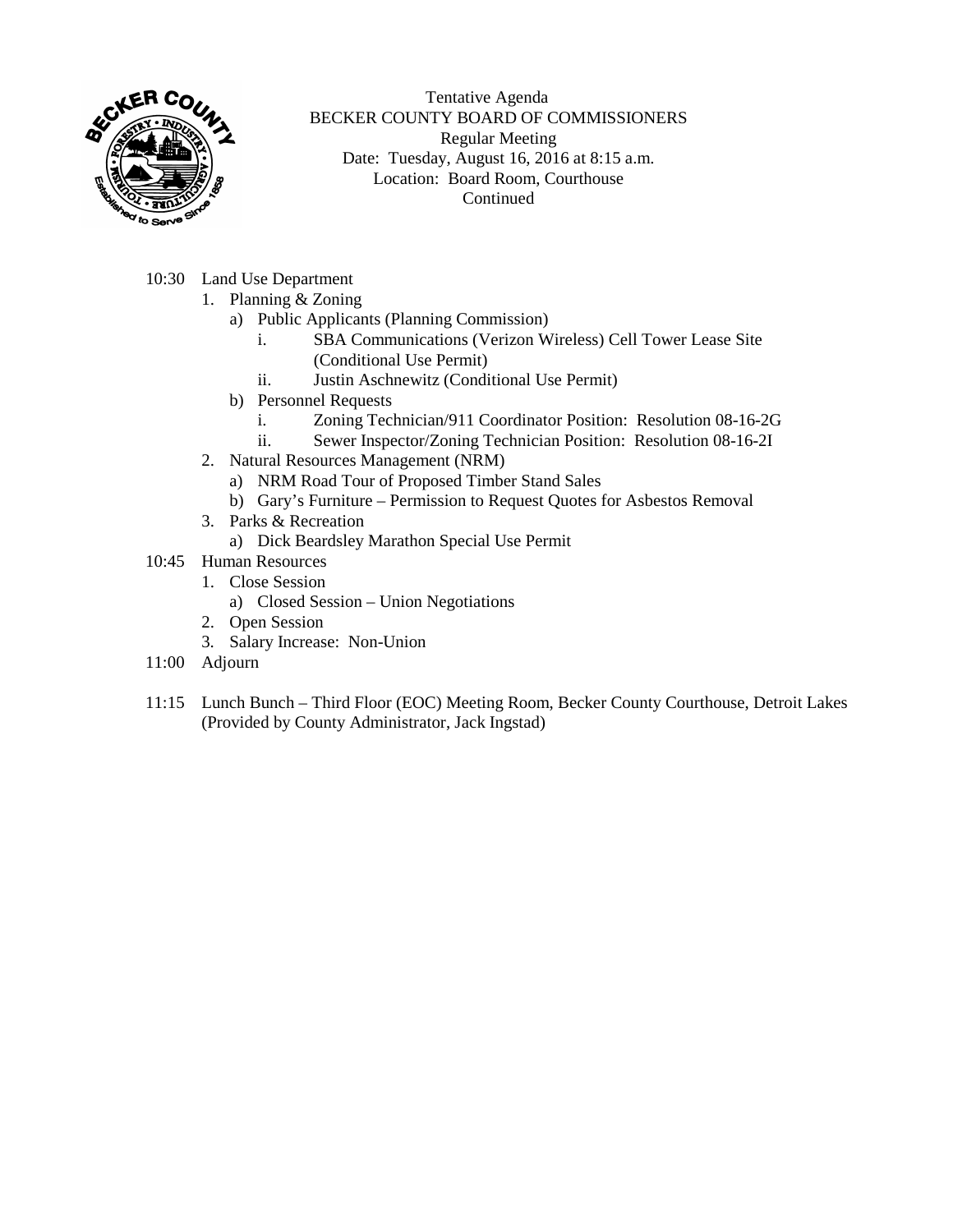Tentative Agenda
BECKER COUNTY BOARD OF COMMISSIONERS
Regular Meeting
Date: Tuesday, August 16, 2016 at 8:15 a.m.
Location: Board Room, Courthouse
Continued

10:30 Land Use Department

1. Planning & Zoning
   a) Public Applicants (Planning Commission)
      i. SBA Communications (Verizon Wireless) Cell Tower Lease Site (Conditional Use Permit)
      ii. Justin Aschnewitz (Conditional Use Permit)
   b) Personnel Requests
      i. Zoning Technician/911 Coordinator Position: Resolution 08-16-2G
      ii. Sewer Inspector/Zoning Technician Position: Resolution 08-16-2I
2. Natural Resources Management (NRM)
   a) NRM Road Tour of Proposed Timber Stand Sales
   b) Gary's Furniture – Permission to Request Quotes for Asbestos Removal
3. Parks & Recreation
   a) Dick Beardsley Marathon Special Use Permit

10:45 Human Resources

1. Close Session
   a) Closed Session – Union Negotiations
2. Open Session
3. Salary Increase: Non-Union

11:00 Adjourn

11:15 Lunch Bunch – Third Floor (EOC) Meeting Room, Becker County Courthouse, Detroit Lakes (Provided by County Administrator, Jack Ingstad)